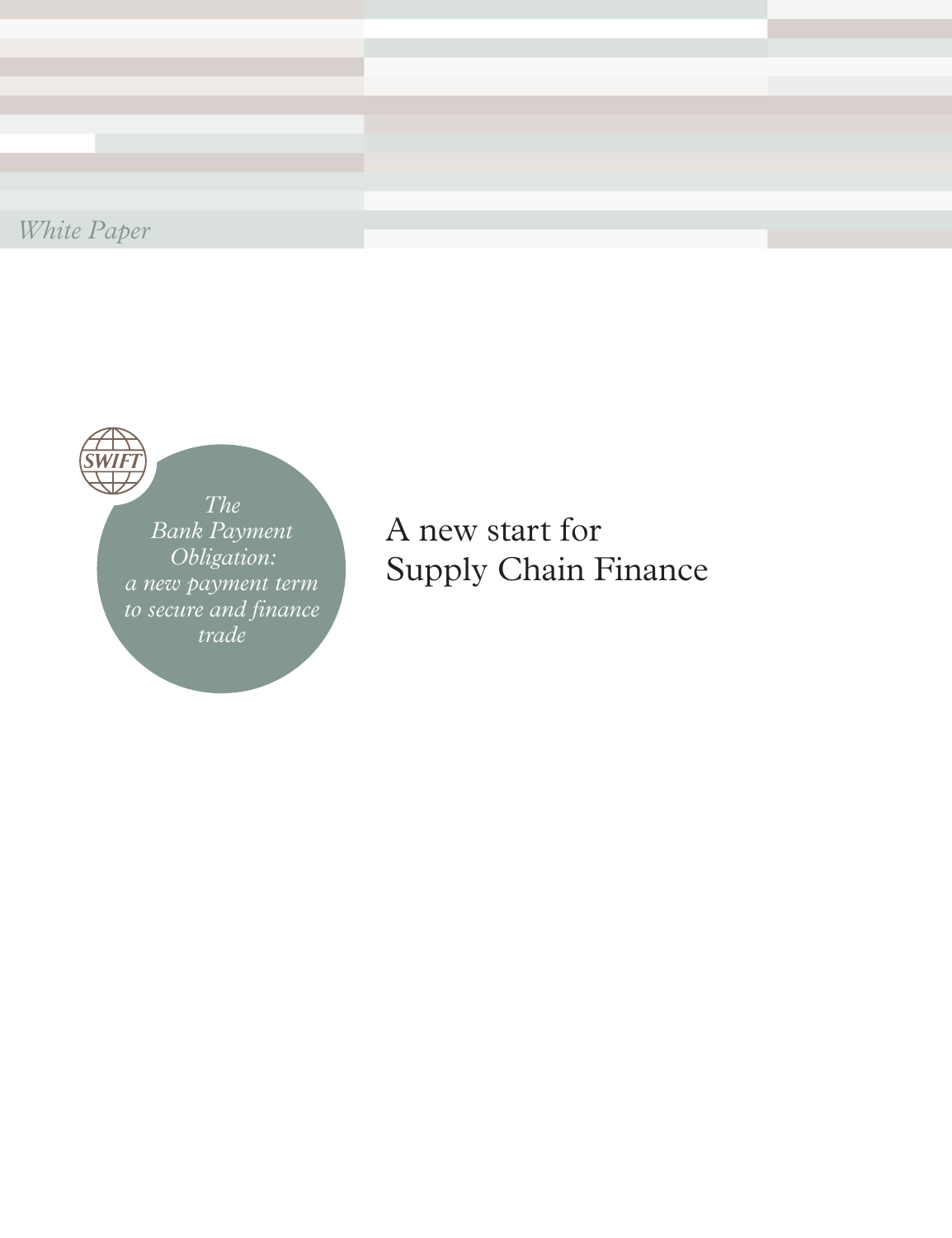*White Paper*

SWIFT

*The Bank Payment Obligation: a new payment term to secure and finance trade*

# A new start for Supply Chain Finance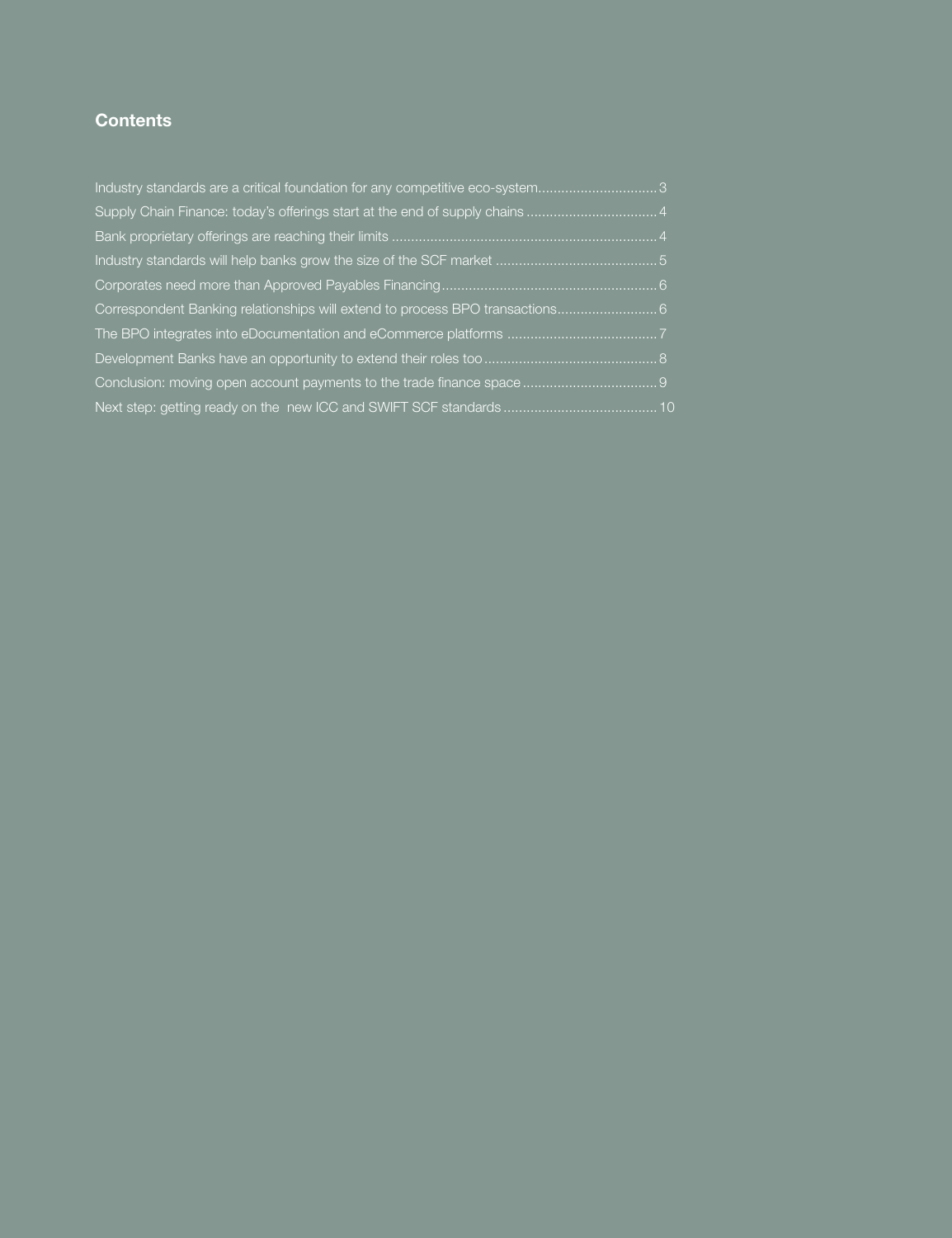## Contents

Industry standards are a critical foundation for any competitive eco-system...............................3

Supply Chain Finance: today's offerings start at the end of supply chains .................................4

Bank proprietary offerings are reaching their limits ....................................................................4

Industry standards will help banks grow the size of the SCF market .........................................5

Corporates need more than Approved Payables Financing.......................................................6

Correspondent Banking relationships will extend to process BPO transactions.........................6

The BPO integrates into eDocumentation and eCommerce platforms ......................................7

Development Banks have an opportunity to extend their roles too ............................................8

Conclusion: moving open account payments to the trade finance space ..................................9

Next step: getting ready on the new ICC and SWIFT SCF standards .......................................10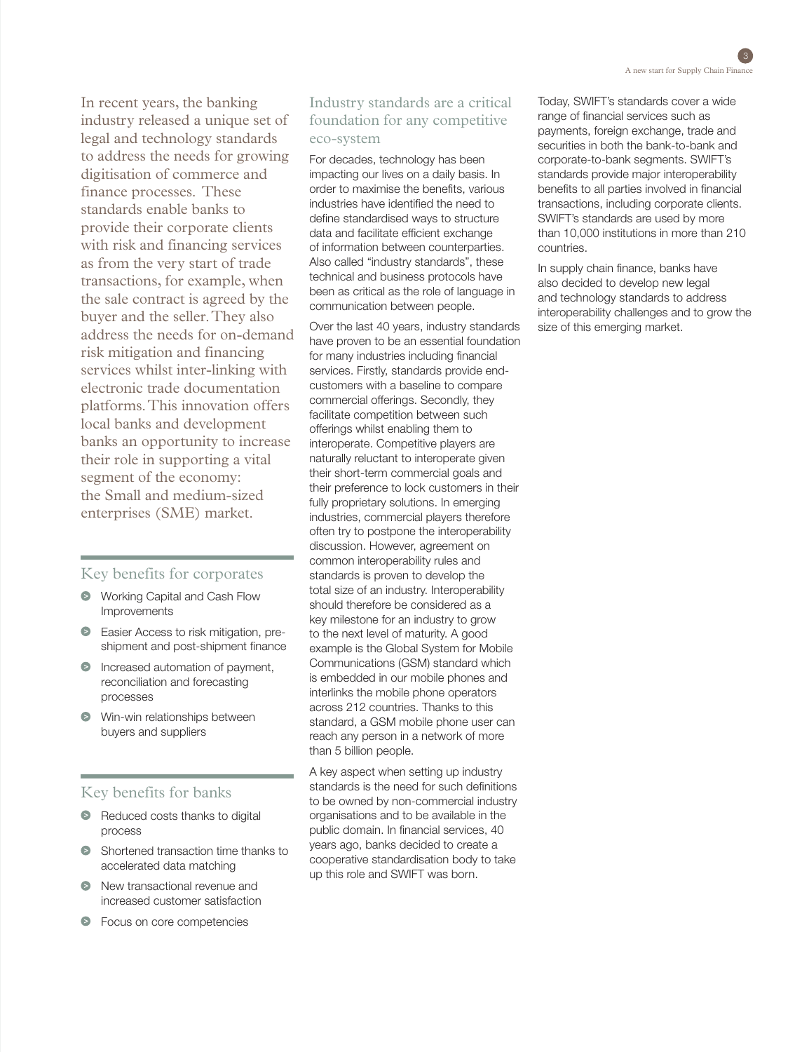In recent years, the banking industry released a unique set of legal and technology standards to address the needs for growing digitisation of commerce and finance processes. These standards enable banks to provide their corporate clients with risk and financing services as from the very start of trade transactions, for example, when the sale contract is agreed by the buyer and the seller. They also address the needs for on-demand risk mitigation and financing services whilst inter-linking with electronic trade documentation platforms. This innovation offers local banks and development banks an opportunity to increase their role in supporting a vital segment of the economy: the Small and medium-sized enterprises (SME) market.

## Key benefits for corporates

- Working Capital and Cash Flow Improvements
- Easier Access to risk mitigation, pre-shipment and post-shipment finance
- Increased automation of payment, reconciliation and forecasting processes
- Win-win relationships between buyers and suppliers

## Key benefits for banks

- Reduced costs thanks to digital process
- Shortened transaction time thanks to accelerated data matching
- New transactional revenue and increased customer satisfaction
- Focus on core competencies

## Industry standards are a critical foundation for any competitive eco-system

For decades, technology has been impacting our lives on a daily basis. In order to maximise the benefits, various industries have identified the need to define standardised ways to structure data and facilitate efficient exchange of information between counterparties. Also called "industry standards", these technical and business protocols have been as critical as the role of language in communication between people.

Over the last 40 years, industry standards have proven to be an essential foundation for many industries including financial services. Firstly, standards provide end-customers with a baseline to compare commercial offerings. Secondly, they facilitate competition between such offerings whilst enabling them to interoperate. Competitive players are naturally reluctant to interoperate given their short-term commercial goals and their preference to lock customers in their fully proprietary solutions. In emerging industries, commercial players therefore often try to postpone the interoperability discussion. However, agreement on common interoperability rules and standards is proven to develop the total size of an industry. Interoperability should therefore be considered as a key milestone for an industry to grow to the next level of maturity. A good example is the Global System for Mobile Communications (GSM) standard which is embedded in our mobile phones and interlinks the mobile phone operators across 212 countries. Thanks to this standard, a GSM mobile phone user can reach any person in a network of more than 5 billion people.

A key aspect when setting up industry standards is the need for such definitions to be owned by non-commercial industry organisations and to be available in the public domain. In financial services, 40 years ago, banks decided to create a cooperative standardisation body to take up this role and SWIFT was born.

Today, SWIFT's standards cover a wide range of financial services such as payments, foreign exchange, trade and securities in both the bank-to-bank and corporate-to-bank segments. SWIFT's standards provide major interoperability benefits to all parties involved in financial transactions, including corporate clients. SWIFT's standards are used by more than 10,000 institutions in more than 210 countries.

In supply chain finance, banks have also decided to develop new legal and technology standards to address interoperability challenges and to grow the size of this emerging market.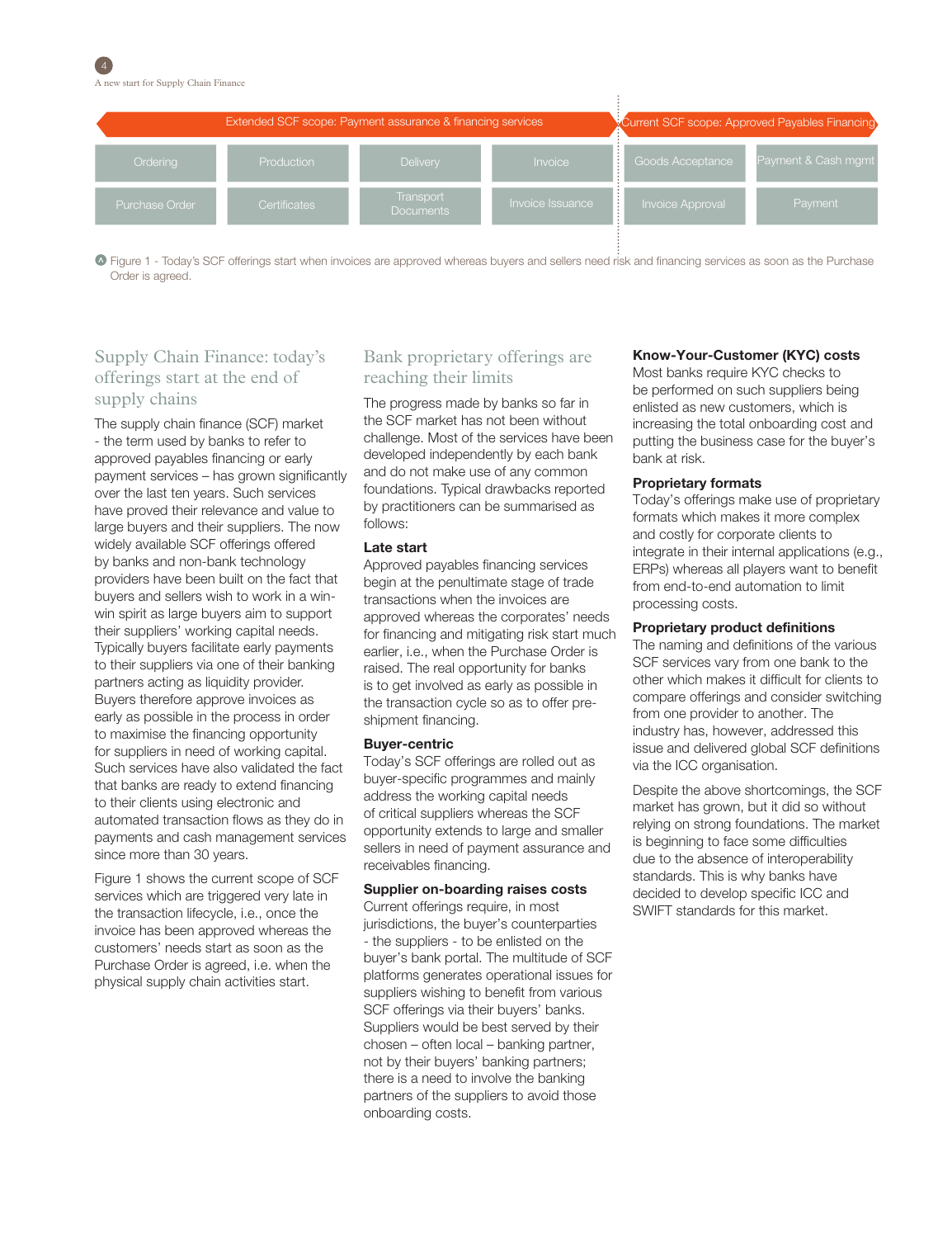| Extended SCF scope: Payment assurance & financing services | | | | Current SCF scope: Approved Payables Financing | |
|---|---|---|---|---|---|
| Ordering | Production | Delivery | Invoice | Goods Acceptance | Payment & Cash mgmt |
| Purchase Order | Certificates | Transport Documents | Invoice Issuance | Invoice Approval | Payment |

Figure 1 - Today's SCF offerings start when invoices are approved whereas buyers and sellers need risk and financing services as soon as the Purchase Order is agreed.

## Supply Chain Finance: today's offerings start at the end of supply chains

The supply chain finance (SCF) market - the term used by banks to refer to approved payables financing or early payment services – has grown significantly over the last ten years. Such services have proved their relevance and value to large buyers and their suppliers. The now widely available SCF offerings offered by banks and non-bank technology providers have been built on the fact that buyers and sellers wish to work in a win-win spirit as large buyers aim to support their suppliers' working capital needs. Typically buyers facilitate early payments to their suppliers via one of their banking partners acting as liquidity provider. Buyers therefore approve invoices as early as possible in the process in order to maximise the financing opportunity for suppliers in need of working capital. Such services have also validated the fact that banks are ready to extend financing to their clients using electronic and automated transaction flows as they do in payments and cash management services since more than 30 years.

Figure 1 shows the current scope of SCF services which are triggered very late in the transaction lifecycle, i.e., once the invoice has been approved whereas the customers' needs start as soon as the Purchase Order is agreed, i.e. when the physical supply chain activities start.

## Bank proprietary offerings are reaching their limits

The progress made by banks so far in the SCF market has not been without challenge. Most of the services have been developed independently by each bank and do not make use of any common foundations. Typical drawbacks reported by practitioners can be summarised as follows:

**Late start**

Approved payables financing services begin at the penultimate stage of trade transactions when the invoices are approved whereas the corporates' needs for financing and mitigating risk start much earlier, i.e., when the Purchase Order is raised. The real opportunity for banks is to get involved as early as possible in the transaction cycle so as to offer pre-shipment financing.

**Buyer-centric**

Today's SCF offerings are rolled out as buyer-specific programmes and mainly address the working capital needs of critical suppliers whereas the SCF opportunity extends to large and smaller sellers in need of payment assurance and receivables financing.

**Supplier on-boarding raises costs**

Current offerings require, in most jurisdictions, the buyer's counterparties - the suppliers - to be enlisted on the buyer's bank portal. The multitude of SCF platforms generates operational issues for suppliers wishing to benefit from various SCF offerings via their buyers' banks. Suppliers would be best served by their chosen – often local – banking partner, not by their buyers' banking partners; there is a need to involve the banking partners of the suppliers to avoid those onboarding costs.

**Know-Your-Customer (KYC) costs**

Most banks require KYC checks to be performed on such suppliers being enlisted as new customers, which is increasing the total onboarding cost and putting the business case for the buyer's bank at risk.

**Proprietary formats**

Today's offerings make use of proprietary formats which makes it more complex and costly for corporate clients to integrate in their internal applications (e.g., ERPs) whereas all players want to benefit from end-to-end automation to limit processing costs.

**Proprietary product definitions**

The naming and definitions of the various SCF services vary from one bank to the other which makes it difficult for clients to compare offerings and consider switching from one provider to another. The industry has, however, addressed this issue and delivered global SCF definitions via the ICC organisation.

Despite the above shortcomings, the SCF market has grown, but it did so without relying on strong foundations. The market is beginning to face some difficulties due to the absence of interoperability standards. This is why banks have decided to develop specific ICC and SWIFT standards for this market.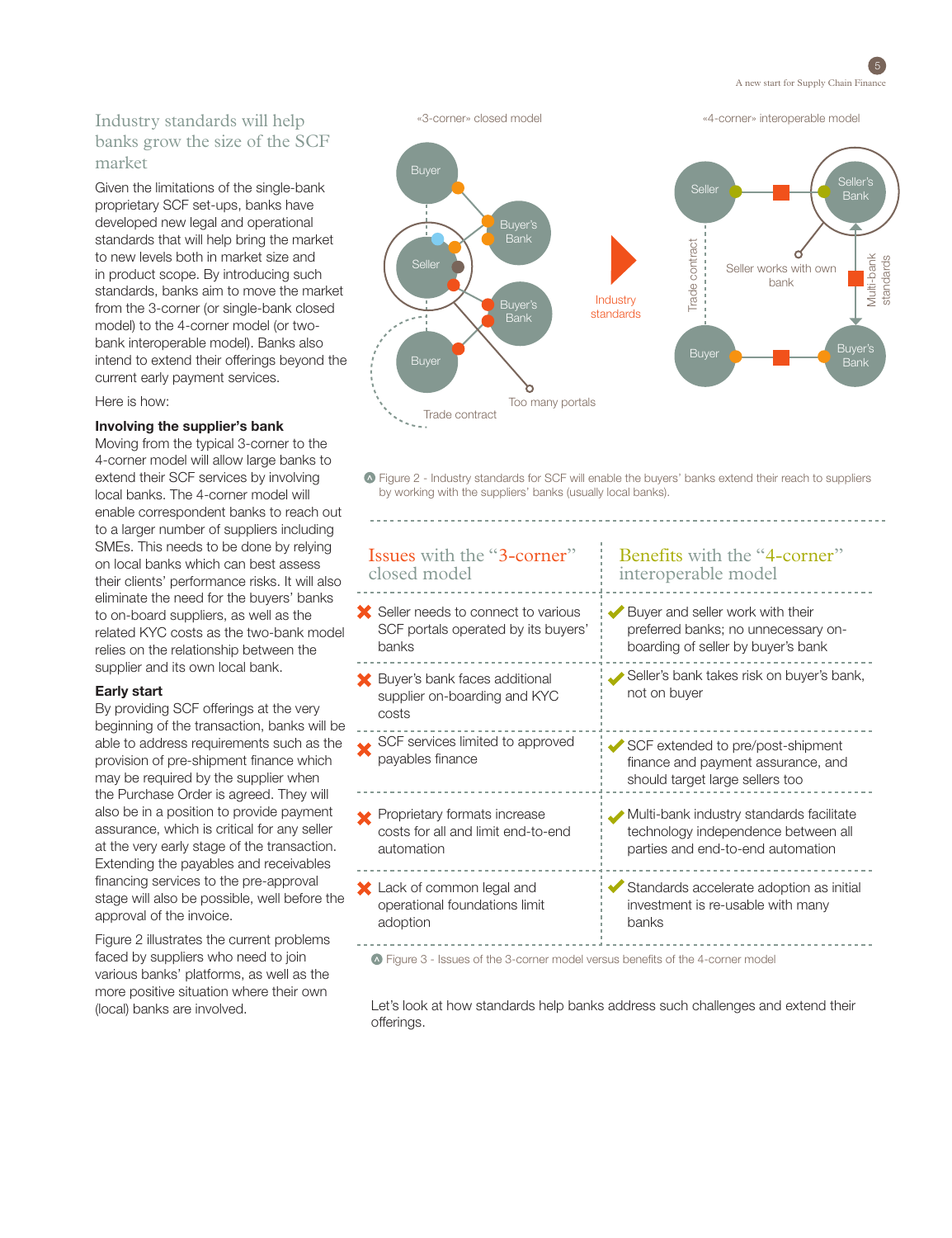## Industry standards will help banks grow the size of the SCF market

Given the limitations of the single-bank proprietary SCF set-ups, banks have developed new legal and operational standards that will help bring the market to new levels both in market size and in product scope. By introducing such standards, banks aim to move the market from the 3-corner (or single-bank closed model) to the 4-corner model (or two-bank interoperable model). Banks also intend to extend their offerings beyond the current early payment services.

Here is how:

**Involving the supplier's bank**

Moving from the typical 3-corner to the 4-corner model will allow large banks to extend their SCF services by involving local banks. The 4-corner model will enable correspondent banks to reach out to a larger number of suppliers including SMEs. This needs to be done by relying on local banks which can best assess their clients' performance risks. It will also eliminate the need for the buyers' banks to on-board suppliers, as well as the related KYC costs as the two-bank model relies on the relationship between the supplier and its own local bank.

**Early start**

By providing SCF offerings at the very beginning of the transaction, banks will be able to address requirements such as the provision of pre-shipment finance which may be required by the supplier when the Purchase Order is agreed. They will also be in a position to provide payment assurance, which is critical for any seller at the very early stage of the transaction. Extending the payables and receivables financing services to the pre-approval stage will also be possible, well before the approval of the invoice.

Figure 2 illustrates the current problems faced by suppliers who need to join various banks' platforms, as well as the more positive situation where their own (local) banks are involved.

«3-corner» closed model — Buyer, Buyer's Bank, Seller, Buyer's Bank, Buyer, Trade contract, Too many portals

Industry standards

«4-corner» interoperable model — Seller, Seller's Bank, Seller works with own bank, Trade contract, Multi-bank standards, Buyer, Buyer's Bank

Figure 2 - Industry standards for SCF will enable the buyers' banks extend their reach to suppliers by working with the suppliers' banks (usually local banks).

| Issues with the "3-corner" closed model | Benefits with the "4-corner" interoperable model |
|---|---|
| ✗ Seller needs to connect to various SCF portals operated by its buyers' banks | ✓ Buyer and seller work with their preferred banks; no unnecessary on-boarding of seller by buyer's bank |
| ✗ Buyer's bank faces additional supplier on-boarding and KYC costs | ✓ Seller's bank takes risk on buyer's bank, not on buyer |
| ✗ SCF services limited to approved payables finance | ✓ SCF extended to pre/post-shipment finance and payment assurance, and should target large sellers too |
| ✗ Proprietary formats increase costs for all and limit end-to-end automation | ✓ Multi-bank industry standards facilitate technology independence between all parties and end-to-end automation |
| ✗ Lack of common legal and operational foundations limit adoption | ✓ Standards accelerate adoption as initial investment is re-usable with many banks |

Figure 3 - Issues of the 3-corner model versus benefits of the 4-corner model

Let's look at how standards help banks address such challenges and extend their offerings.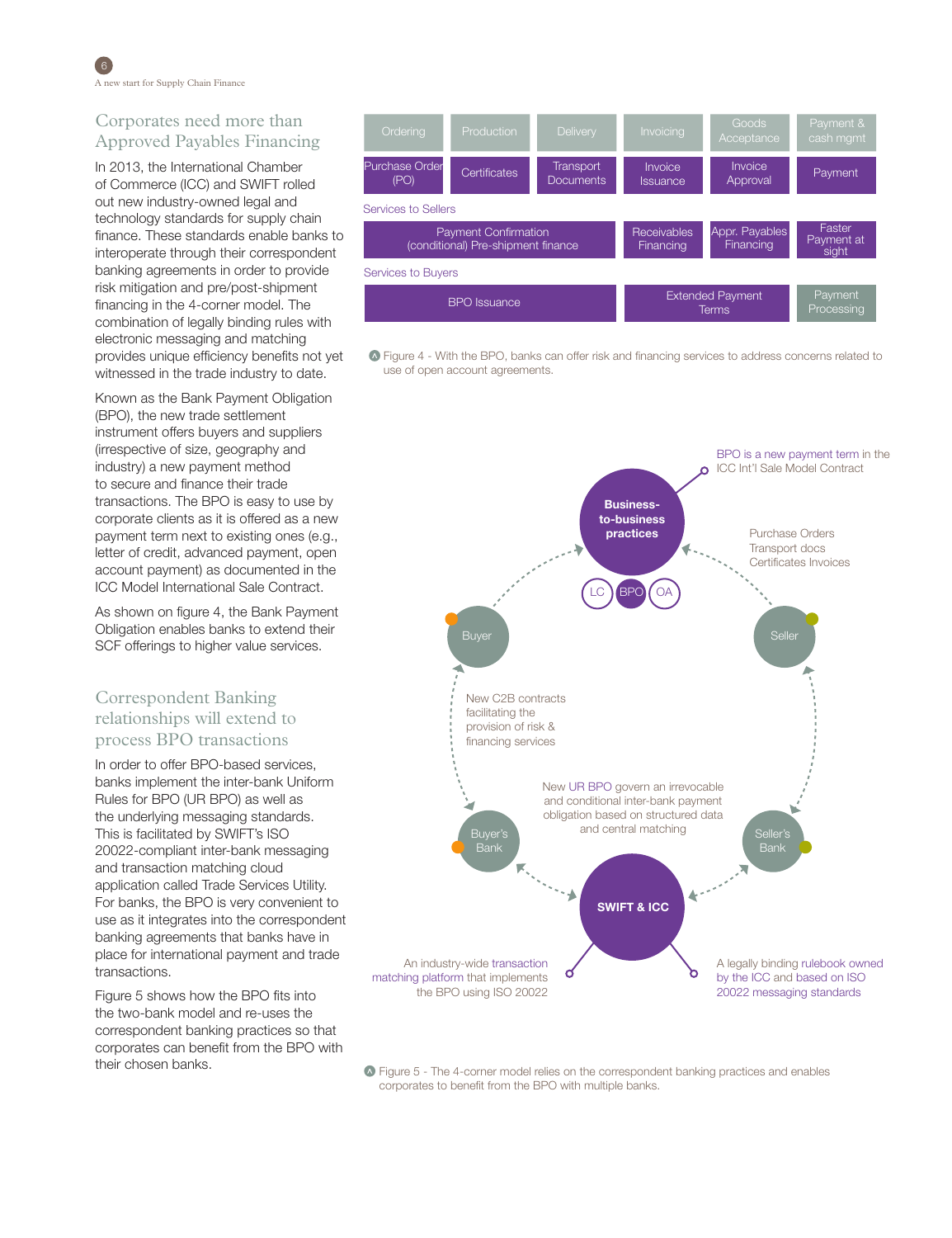## Corporates need more than Approved Payables Financing

In 2013, the International Chamber of Commerce (ICC) and SWIFT rolled out new industry-owned legal and technology standards for supply chain finance. These standards enable banks to interoperate through their correspondent banking agreements in order to provide risk mitigation and pre/post-shipment financing in the 4-corner model. The combination of legally binding rules with electronic messaging and matching provides unique efficiency benefits not yet witnessed in the trade industry to date.

Known as the Bank Payment Obligation (BPO), the new trade settlement instrument offers buyers and suppliers (irrespective of size, geography and industry) a new payment method to secure and finance their trade transactions. The BPO is easy to use by corporate clients as it is offered as a new payment term next to existing ones (e.g., letter of credit, advanced payment, open account payment) as documented in the ICC Model International Sale Contract.

As shown on figure 4, the Bank Payment Obligation enables banks to extend their SCF offerings to higher value services.

| Ordering | Production | Delivery | Invoicing | Goods Acceptance | Payment & cash mgmt |
|---|---|---|---|---|---|
| Purchase Order (PO) | Certificates | Transport Documents | Invoice Issuance | Invoice Approval | Payment |
| **Services to Sellers** | | | | | |
| Payment Confirmation (conditional) Pre-shipment finance | | | Receivables Financing | Appr. Payables Financing | Faster Payment at sight |
| **Services to Buyers** | | | | | |
| BPO Issuance | | | Extended Payment Terms | | Payment Processing |

Figure 4 - With the BPO, banks can offer risk and financing services to address concerns related to use of open account agreements.

## Correspondent Banking relationships will extend to process BPO transactions

In order to offer BPO-based services, banks implement the inter-bank Uniform Rules for BPO (UR BPO) as well as the underlying messaging standards. This is facilitated by SWIFT's ISO 20022-compliant inter-bank messaging and transaction matching cloud application called Trade Services Utility. For banks, the BPO is very convenient to use as it integrates into the correspondent banking agreements that banks have in place for international payment and trade transactions.

Figure 5 shows how the BPO fits into the two-bank model and re-uses the correspondent banking practices so that corporates can benefit from the BPO with their chosen banks.

Business-to-business practices — LC, BPO, OA

BPO is a new payment term in the ICC Int'l Sale Model Contract

Purchase Orders
Transport docs
Certificates Invoices

Buyer — Seller

New C2B contracts facilitating the provision of risk & financing services

New UR BPO govern an irrevocable and conditional inter-bank payment obligation based on structured data and central matching

Buyer's Bank — Seller's Bank

SWIFT & ICC

An industry-wide transaction matching platform that implements the BPO using ISO 20022

A legally binding rulebook owned by the ICC and based on ISO 20022 messaging standards

Figure 5 - The 4-corner model relies on the correspondent banking practices and enables corporates to benefit from the BPO with multiple banks.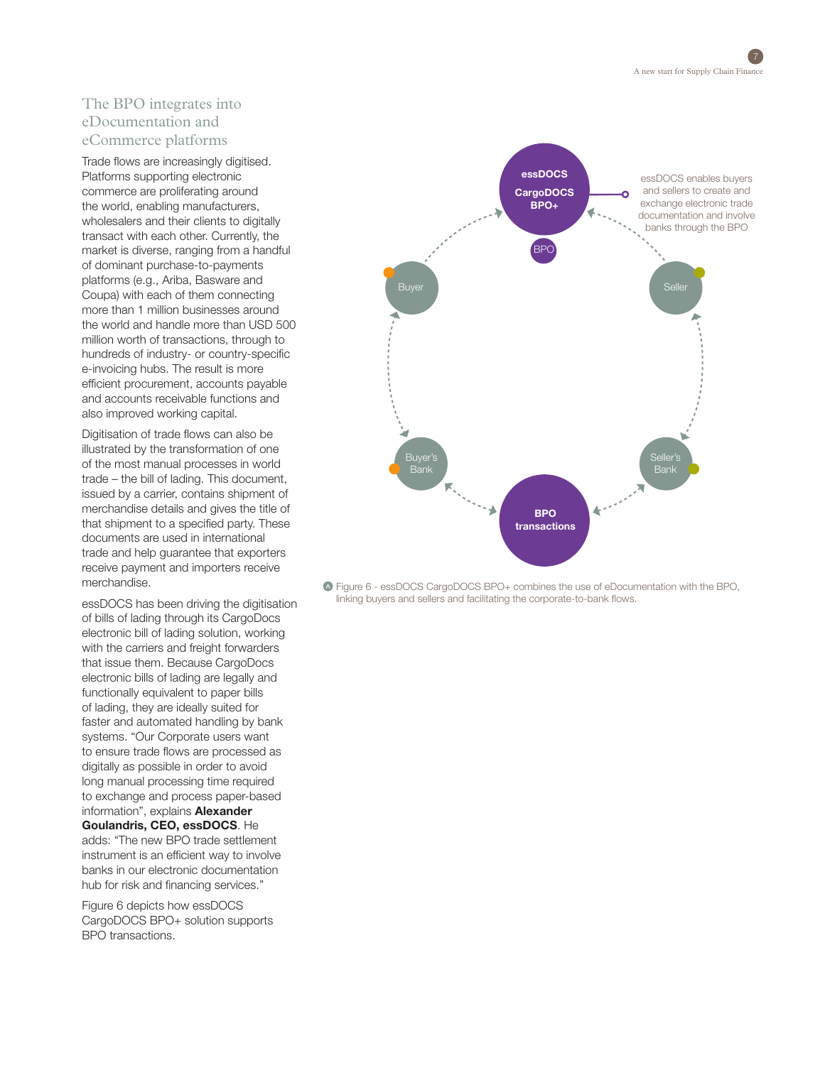## The BPO integrates into eDocumentation and eCommerce platforms

Trade flows are increasingly digitised. Platforms supporting electronic commerce are proliferating around the world, enabling manufacturers, wholesalers and their clients to digitally transact with each other. Currently, the market is diverse, ranging from a handful of dominant purchase-to-payments platforms (e.g., Ariba, Basware and Coupa) with each of them connecting more than 1 million businesses around the world and handle more than USD 500 million worth of transactions, through to hundreds of industry- or country-specific e-invoicing hubs. The result is more efficient procurement, accounts payable and accounts receivable functions and also improved working capital.

Digitisation of trade flows can also be illustrated by the transformation of one of the most manual processes in world trade – the bill of lading. This document, issued by a carrier, contains shipment of merchandise details and gives the title of that shipment to a specified party. These documents are used in international trade and help guarantee that exporters receive payment and importers receive merchandise.

essDOCS has been driving the digitisation of bills of lading through its CargoDocs electronic bill of lading solution, working with the carriers and freight forwarders that issue them. Because CargoDocs electronic bills of lading are legally and functionally equivalent to paper bills of lading, they are ideally suited for faster and automated handling by bank systems. "Our Corporate users want to ensure trade flows are processed as digitally as possible in order to avoid long manual processing time required to exchange and process paper-based information", explains **Alexander Goulandris, CEO, essDOCS**. He adds: "The new BPO trade settlement instrument is an efficient way to involve banks in our electronic documentation hub for risk and financing services."

Figure 6 depicts how essDOCS CargoDOCS BPO+ solution supports BPO transactions.

essDOCS CargoDOCS BPO+

BPO

essDOCS enables buyers and sellers to create and exchange electronic trade documentation and involve banks through the BPO

Buyer

Seller

Buyer's Bank

Seller's Bank

BPO transactions

Figure 6 - essDOCS CargoDOCS BPO+ combines the use of eDocumentation with the BPO, linking buyers and sellers and facilitating the corporate-to-bank flows.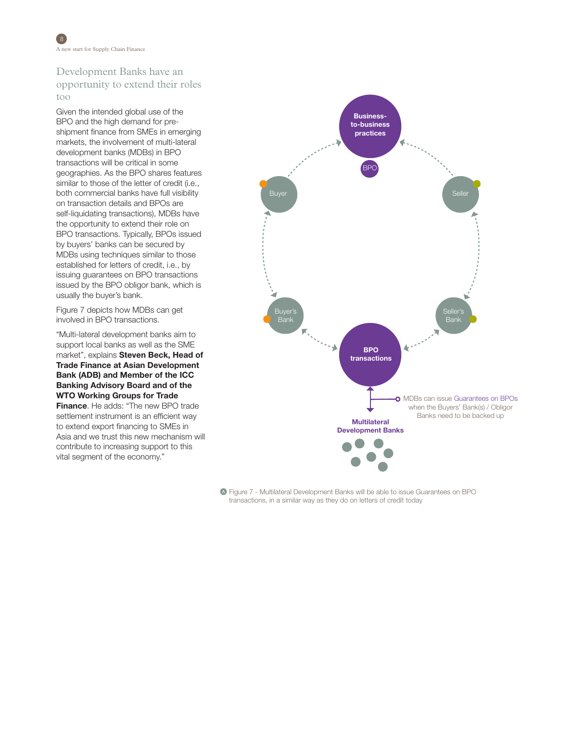## Development Banks have an opportunity to extend their roles too

Given the intended global use of the BPO and the high demand for pre-shipment finance from SMEs in emerging markets, the involvement of multi-lateral development banks (MDBs) in BPO transactions will be critical in some geographies. As the BPO shares features similar to those of the letter of credit (i.e., both commercial banks have full visibility on transaction details and BPOs are self-liquidating transactions), MDBs have the opportunity to extend their role on BPO transactions. Typically, BPOs issued by buyers' banks can be secured by MDBs using techniques similar to those established for letters of credit, i.e., by issuing guarantees on BPO transactions issued by the BPO obligor bank, which is usually the buyer's bank.

Figure 7 depicts how MDBs can get involved in BPO transactions.

"Multi-lateral development banks aim to support local banks as well as the SME market", explains **Steven Beck, Head of Trade Finance at Asian Development Bank (ADB) and Member of the ICC Banking Advisory Board and of the WTO Working Groups for Trade Finance**. He adds: "The new BPO trade settlement instrument is an efficient way to extend export financing to SMEs in Asia and we trust this new mechanism will contribute to increasing support to this vital segment of the economy."

**Business-to-business practices**

BPO

Buyer

Seller

Buyer's Bank

Seller's Bank

**BPO transactions**

MDBs can issue Guarantees on BPOs when the Buyers' Bank(s) / Obligor Banks need to be backed up

**Multilateral Development Banks**

Figure 7 - Multilateral Development Banks will be able to issue Guarantees on BPO transactions, in a similar way as they do on letters of credit today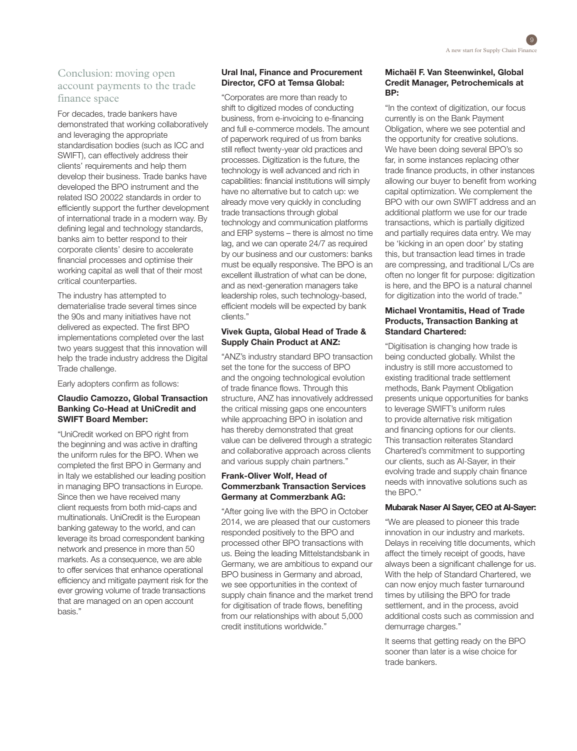## Conclusion: moving open account payments to the trade finance space

For decades, trade bankers have demonstrated that working collaboratively and leveraging the appropriate standardisation bodies (such as ICC and SWIFT), can effectively address their clients' requirements and help them develop their business. Trade banks have developed the BPO instrument and the related ISO 20022 standards in order to efficiently support the further development of international trade in a modern way. By defining legal and technology standards, banks aim to better respond to their corporate clients' desire to accelerate financial processes and optimise their working capital as well that of their most critical counterparties.

The industry has attempted to dematerialise trade several times since the 90s and many initiatives have not delivered as expected. The first BPO implementations completed over the last two years suggest that this innovation will help the trade industry address the Digital Trade challenge.

Early adopters confirm as follows:

**Claudio Camozzo, Global Transaction Banking Co-Head at UniCredit and SWIFT Board Member:**

"UniCredit worked on BPO right from the beginning and was active in drafting the uniform rules for the BPO. When we completed the first BPO in Germany and in Italy we established our leading position in managing BPO transactions in Europe. Since then we have received many client requests from both mid-caps and multinationals. UniCredit is the European banking gateway to the world, and can leverage its broad correspondent banking network and presence in more than 50 markets. As a consequence, we are able to offer services that enhance operational efficiency and mitigate payment risk for the ever growing volume of trade transactions that are managed on an open account basis."

**Ural Inal, Finance and Procurement Director, CFO at Temsa Global:**

"Corporates are more than ready to shift to digitized modes of conducting business, from e-invoicing to e-financing and full e-commerce models. The amount of paperwork required of us from banks still reflect twenty-year old practices and processes. Digitization is the future, the technology is well advanced and rich in capabilities: financial institutions will simply have no alternative but to catch up: we already move very quickly in concluding trade transactions through global technology and communication platforms and ERP systems – there is almost no time lag, and we can operate 24/7 as required by our business and our customers: banks must be equally responsive. The BPO is an excellent illustration of what can be done, and as next-generation managers take leadership roles, such technology-based, efficient models will be expected by bank clients."

**Vivek Gupta, Global Head of Trade & Supply Chain Product at ANZ:**

"ANZ's industry standard BPO transaction set the tone for the success of BPO and the ongoing technological evolution of trade finance flows. Through this structure, ANZ has innovatively addressed the critical missing gaps one encounters while approaching BPO in isolation and has thereby demonstrated that great value can be delivered through a strategic and collaborative approach across clients and various supply chain partners."

**Frank-Oliver Wolf, Head of Commerzbank Transaction Services Germany at Commerzbank AG:**

"After going live with the BPO in October 2014, we are pleased that our customers responded positively to the BPO and processed other BPO transactions with us. Being the leading Mittelstandsbank in Germany, we are ambitious to expand our BPO business in Germany and abroad, we see opportunities in the context of supply chain finance and the market trend for digitisation of trade flows, benefiting from our relationships with about 5,000 credit institutions worldwide."

**Michaël F. Van Steenwinkel, Global Credit Manager, Petrochemicals at BP:**

"In the context of digitization, our focus currently is on the Bank Payment Obligation, where we see potential and the opportunity for creative solutions. We have been doing several BPO's so far, in some instances replacing other trade finance products, in other instances allowing our buyer to benefit from working capital optimization. We complement the BPO with our own SWIFT address and an additional platform we use for our trade transactions, which is partially digitized and partially requires data entry. We may be 'kicking in an open door' by stating this, but transaction lead times in trade are compressing, and traditional L/Cs are often no longer fit for purpose: digitization is here, and the BPO is a natural channel for digitization into the world of trade."

**Michael Vrontamitis, Head of Trade Products, Transaction Banking at Standard Chartered:**

"Digitisation is changing how trade is being conducted globally. Whilst the industry is still more accustomed to existing traditional trade settlement methods, Bank Payment Obligation presents unique opportunities for banks to leverage SWIFT's uniform rules to provide alternative risk mitigation and financing options for our clients. This transaction reiterates Standard Chartered's commitment to supporting our clients, such as Al-Sayer, in their evolving trade and supply chain finance needs with innovative solutions such as the BPO."

**Mubarak Naser Al Sayer, CEO at Al-Sayer:**

"We are pleased to pioneer this trade innovation in our industry and markets. Delays in receiving title documents, which affect the timely receipt of goods, have always been a significant challenge for us. With the help of Standard Chartered, we can now enjoy much faster turnaround times by utilising the BPO for trade settlement, and in the process, avoid additional costs such as commission and demurrage charges."

It seems that getting ready on the BPO sooner than later is a wise choice for trade bankers.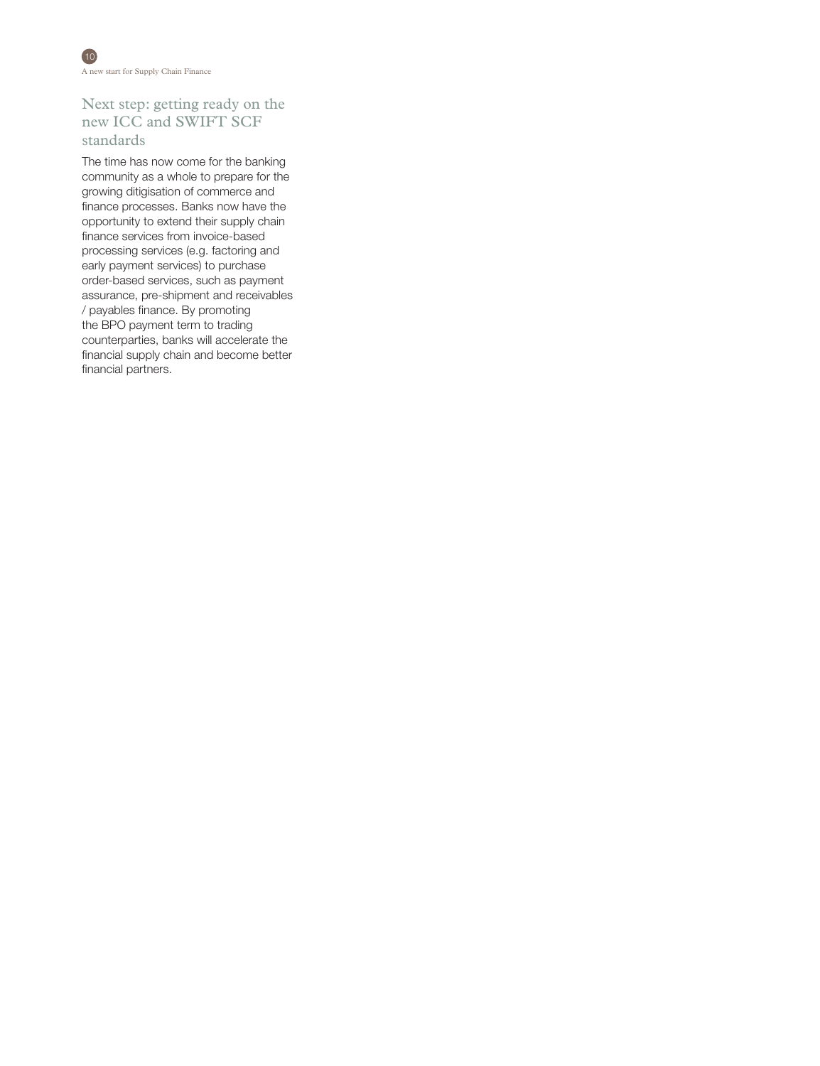## Next step: getting ready on the new ICC and SWIFT SCF standards

The time has now come for the banking community as a whole to prepare for the growing ditigisation of commerce and finance processes. Banks now have the opportunity to extend their supply chain finance services from invoice-based processing services (e.g. factoring and early payment services) to purchase order-based services, such as payment assurance, pre-shipment and receivables / payables finance. By promoting the BPO payment term to trading counterparties, banks will accelerate the financial supply chain and become better financial partners.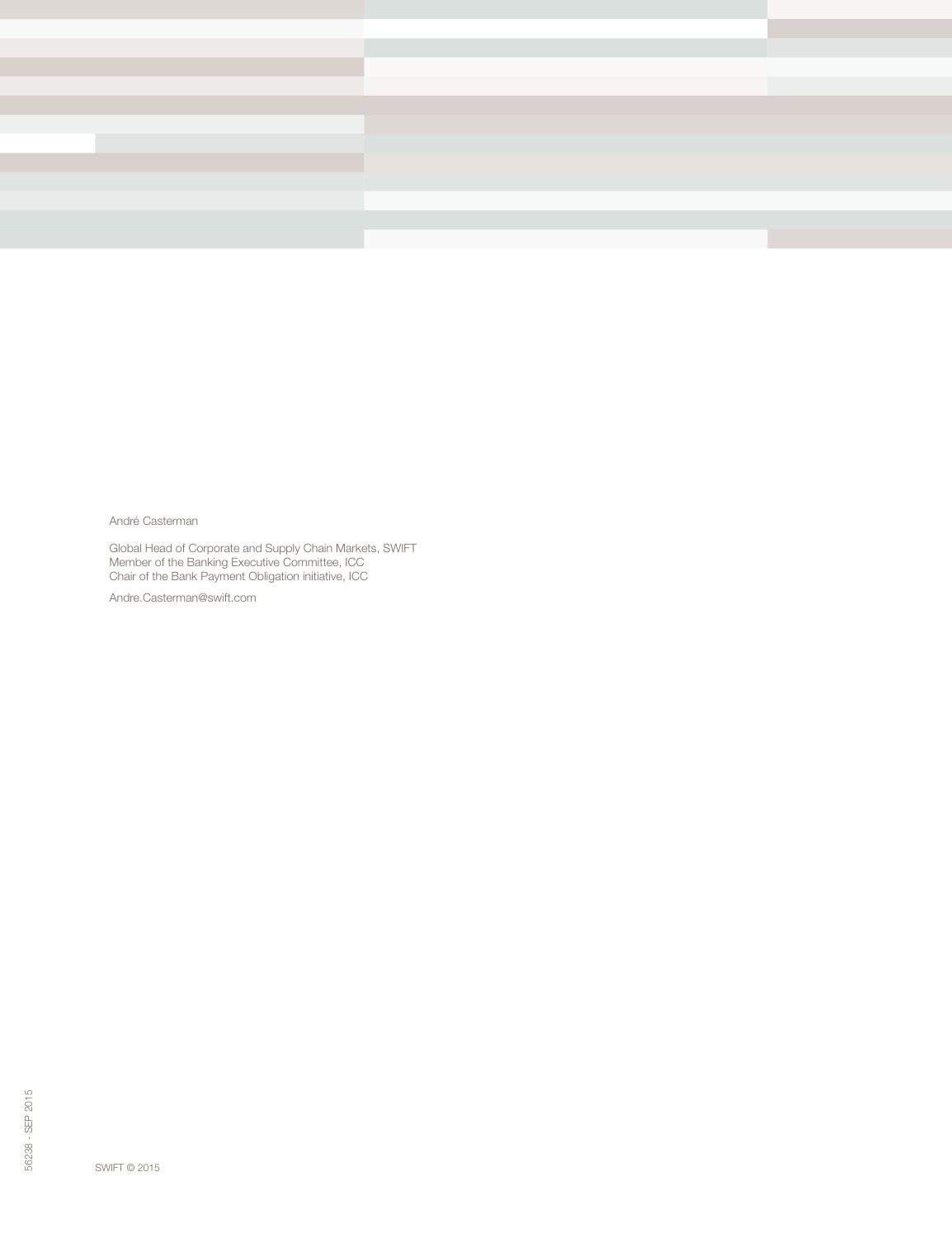André Casterman

Global Head of Corporate and Supply Chain Markets, SWIFT
Member of the Banking Executive Committee, ICC
Chair of the Bank Payment Obligation initiative, ICC

Andre.Casterman@swift.com

56238 - SEP 2015

SWIFT © 2015